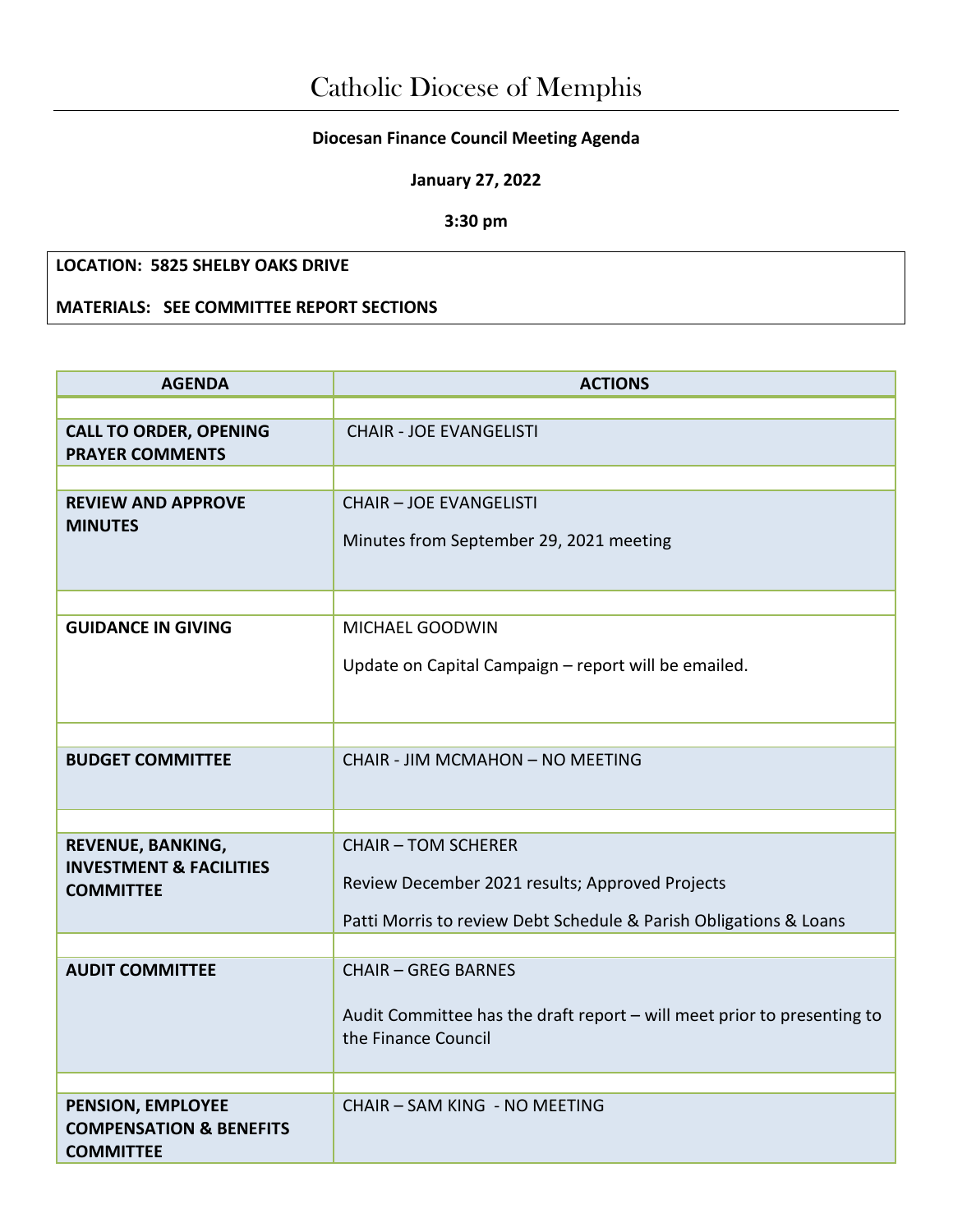# Catholic Diocese of Memphis

**Diocesan Finance Council Meeting Agenda**

**January 27, 2022**

**3:30 pm**

**LOCATION: 5825 SHELBY OAKS DRIVE**

**MATERIALS: SEE COMMITTEE REPORT SECTIONS**

| AGENDA | ACTIONS |
|---|---|
| | |
| **CALL TO ORDER, OPENING PRAYER COMMENTS** | CHAIR - JOE EVANGELISTI |
| | |
| **REVIEW AND APPROVE MINUTES** | CHAIR – JOE EVANGELISTI<br><br>Minutes from September 29, 2021 meeting |
| | |
| **GUIDANCE IN GIVING** | MICHAEL GOODWIN<br><br>Update on Capital Campaign – report will be emailed. |
| | |
| **BUDGET COMMITTEE** | CHAIR - JIM MCMAHON – NO MEETING |
| | |
| **REVENUE, BANKING, INVESTMENT & FACILITIES COMMITTEE** | CHAIR – TOM SCHERER<br><br>Review December 2021 results; Approved Projects<br><br>Patti Morris to review Debt Schedule & Parish Obligations & Loans |
| | |
| **AUDIT COMMITTEE** | CHAIR – GREG BARNES<br><br>Audit Committee has the draft report – will meet prior to presenting to the Finance Council |
| | |
| **PENSION, EMPLOYEE COMPENSATION & BENEFITS COMMITTEE** | CHAIR – SAM KING - NO MEETING |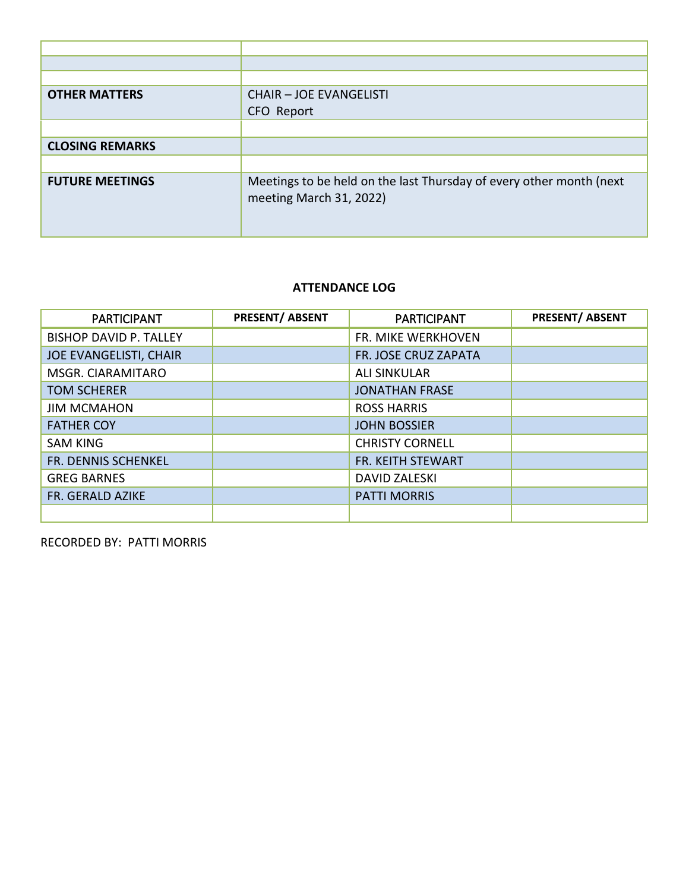| | |
|---|---|
| | |
| | |
| | |
| **OTHER MATTERS** | CHAIR – JOE EVANGELISTI<br>CFO Report |
| | |
| **CLOSING REMARKS** | |
| | |
| **FUTURE MEETINGS** | Meetings to be held on the last Thursday of every other month (next meeting March 31, 2022) |

**ATTENDANCE LOG**

| PARTICIPANT | PRESENT/ ABSENT | PARTICIPANT | PRESENT/ ABSENT |
|---|---|---|---|
| BISHOP DAVID P. TALLEY | | FR. MIKE WERKHOVEN | |
| JOE EVANGELISTI, CHAIR | | FR. JOSE CRUZ ZAPATA | |
| MSGR. CIARAMITARO | | ALI SINKULAR | |
| TOM SCHERER | | JONATHAN FRASE | |
| JIM MCMAHON | | ROSS HARRIS | |
| FATHER COY | | JOHN BOSSIER | |
| SAM KING | | CHRISTY CORNELL | |
| FR. DENNIS SCHENKEL | | FR. KEITH STEWART | |
| GREG BARNES | | DAVID ZALESKI | |
| FR. GERALD AZIKE | | PATTI MORRIS | |
| | | | |

RECORDED BY: PATTI MORRIS